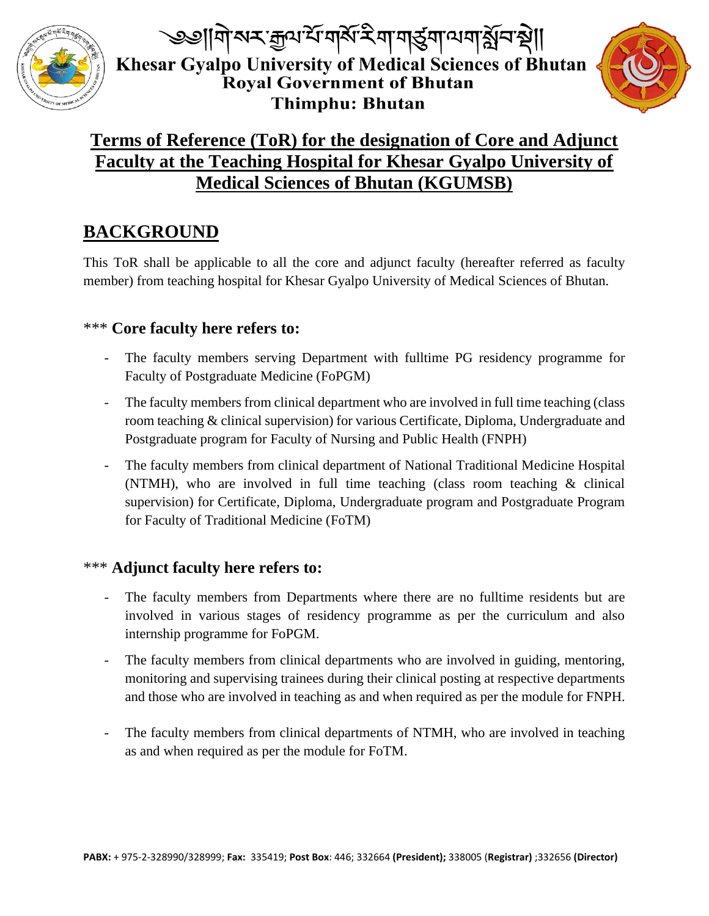༄༅།།གེ་སར་རྒྱལ་པོ་གསོ་རིག་གཙུག་ལག་སློབ་སྡེ།།

**Khesar Gyalpo University of Medical Sciences of Bhutan**
**Royal Government of Bhutan**
**Thimphu: Bhutan**

# Terms of Reference (ToR) for the designation of Core and Adjunct Faculty at the Teaching Hospital for Khesar Gyalpo University of Medical Sciences of Bhutan (KGUMSB)

## BACKGROUND

This ToR shall be applicable to all the core and adjunct faculty (hereafter referred as faculty member) from teaching hospital for Khesar Gyalpo University of Medical Sciences of Bhutan.

### *** Core faculty here refers to:

- The faculty members serving Department with fulltime PG residency programme for Faculty of Postgraduate Medicine (FoPGM)
- The faculty members from clinical department who are involved in full time teaching (class room teaching & clinical supervision) for various Certificate, Diploma, Undergraduate and Postgraduate program for Faculty of Nursing and Public Health (FNPH)
- The faculty members from clinical department of National Traditional Medicine Hospital (NTMH), who are involved in full time teaching (class room teaching & clinical supervision) for Certificate, Diploma, Undergraduate program and Postgraduate Program for Faculty of Traditional Medicine (FoTM)

### *** Adjunct faculty here refers to:

- The faculty members from Departments where there are no fulltime residents but are involved in various stages of residency programme as per the curriculum and also internship programme for FoPGM.
- The faculty members from clinical departments who are involved in guiding, mentoring, monitoring and supervising trainees during their clinical posting at respective departments and those who are involved in teaching as and when required as per the module for FNPH.
- The faculty members from clinical departments of NTMH, who are involved in teaching as and when required as per the module for FoTM.

**PABX:** + 975-2-328990/328999; **Fax:** 335419; **Post Box**: 446; 332664 **(President);** 338005 (**Registrar)** ;332656 **(Director)**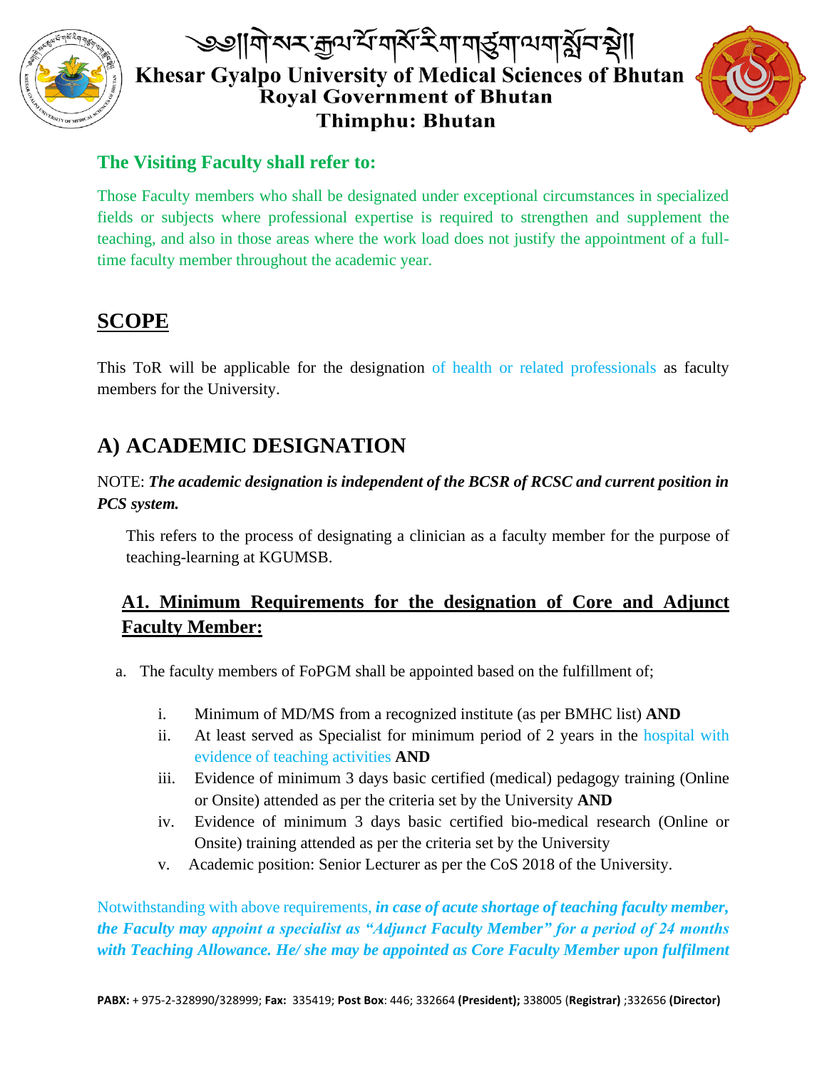### The Visiting Faculty shall refer to:

Those Faculty members who shall be designated under exceptional circumstances in specialized fields or subjects where professional expertise is required to strengthen and supplement the teaching, and also in those areas where the work load does not justify the appointment of a full-time faculty member throughout the academic year.

## SCOPE

This ToR will be applicable for the designation of health or related professionals as faculty members for the University.

## A) ACADEMIC DESIGNATION

NOTE: ***The academic designation is independent of the BCSR of RCSC and current position in PCS system.***

This refers to the process of designating a clinician as a faculty member for the purpose of teaching-learning at KGUMSB.

### A1. Minimum Requirements for the designation of Core and Adjunct Faculty Member:

a. The faculty members of FoPGM shall be appointed based on the fulfillment of;

   i. Minimum of MD/MS from a recognized institute (as per BMHC list) **AND**
   ii. At least served as Specialist for minimum period of 2 years in the hospital with evidence of teaching activities **AND**
   iii. Evidence of minimum 3 days basic certified (medical) pedagogy training (Online or Onsite) attended as per the criteria set by the University **AND**
   iv. Evidence of minimum 3 days basic certified bio-medical research (Online or Onsite) training attended as per the criteria set by the University
   v. Academic position: Senior Lecturer as per the CoS 2018 of the University.

Notwithstanding with above requirements, ***in case of acute shortage of teaching faculty member, the Faculty may appoint a specialist as "Adjunct Faculty Member" for a period of 24 months with Teaching Allowance. He/ she may be appointed as Core Faculty Member upon fulfilment***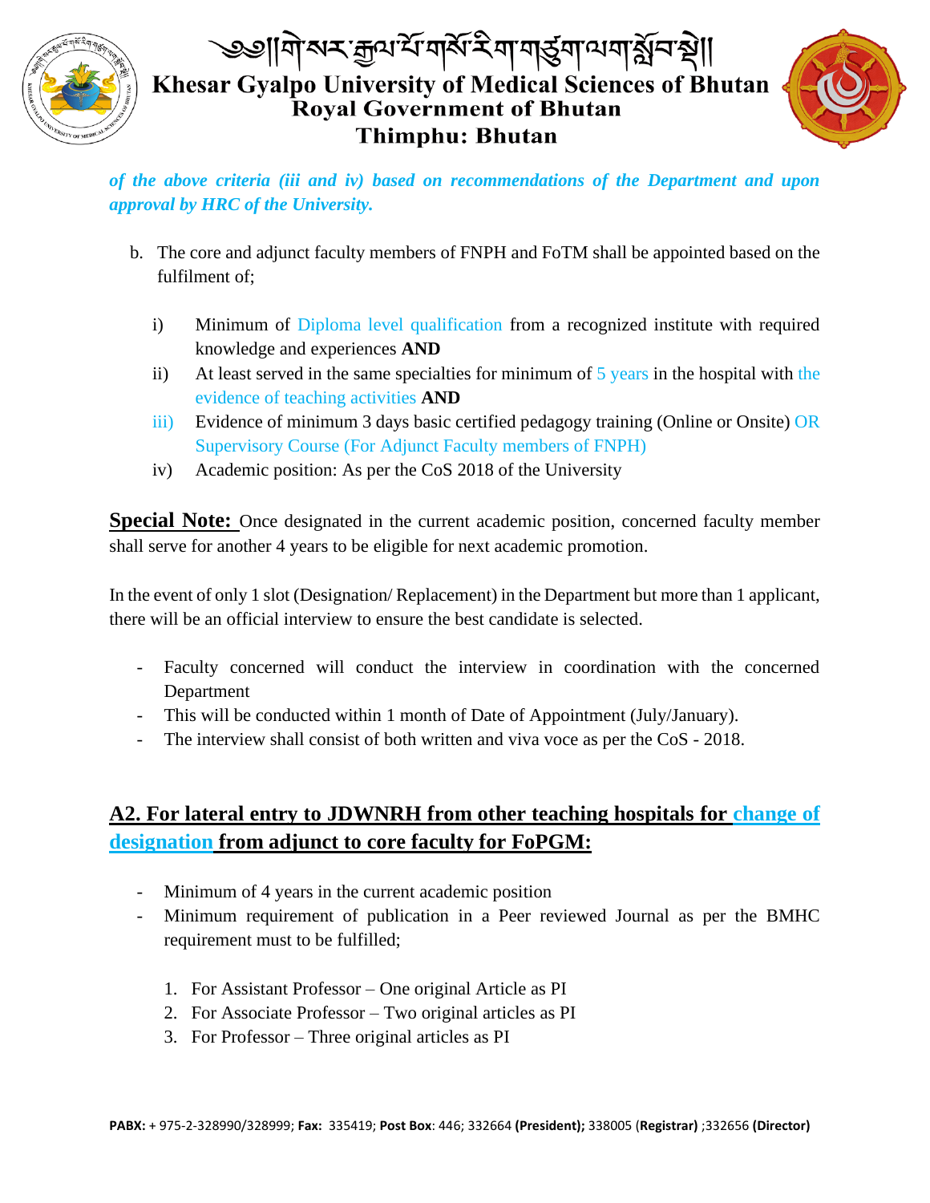*of the above criteria (iii and iv) based on recommendations of the Department and upon approval by HRC of the University.*

b. The core and adjunct faculty members of FNPH and FoTM shall be appointed based on the fulfilment of;

   i) Minimum of Diploma level qualification from a recognized institute with required knowledge and experiences **AND**
   ii) At least served in the same specialties for minimum of 5 years in the hospital with the evidence of teaching activities **AND**
   iii) Evidence of minimum 3 days basic certified pedagogy training (Online or Onsite) OR Supervisory Course (For Adjunct Faculty members of FNPH)
   iv) Academic position: As per the CoS 2018 of the University

**Special Note:** Once designated in the current academic position, concerned faculty member shall serve for another 4 years to be eligible for next academic promotion.

In the event of only 1 slot (Designation/ Replacement) in the Department but more than 1 applicant, there will be an official interview to ensure the best candidate is selected.

- Faculty concerned will conduct the interview in coordination with the concerned Department
- This will be conducted within 1 month of Date of Appointment (July/January).
- The interview shall consist of both written and viva voce as per the CoS - 2018.

## A2. For lateral entry to JDWNRH from other teaching hospitals for change of designation from adjunct to core faculty for FoPGM:

- Minimum of 4 years in the current academic position
- Minimum requirement of publication in a Peer reviewed Journal as per the BMHC requirement must to be fulfilled;

  1. For Assistant Professor – One original Article as PI
  2. For Associate Professor – Two original articles as PI
  3. For Professor – Three original articles as PI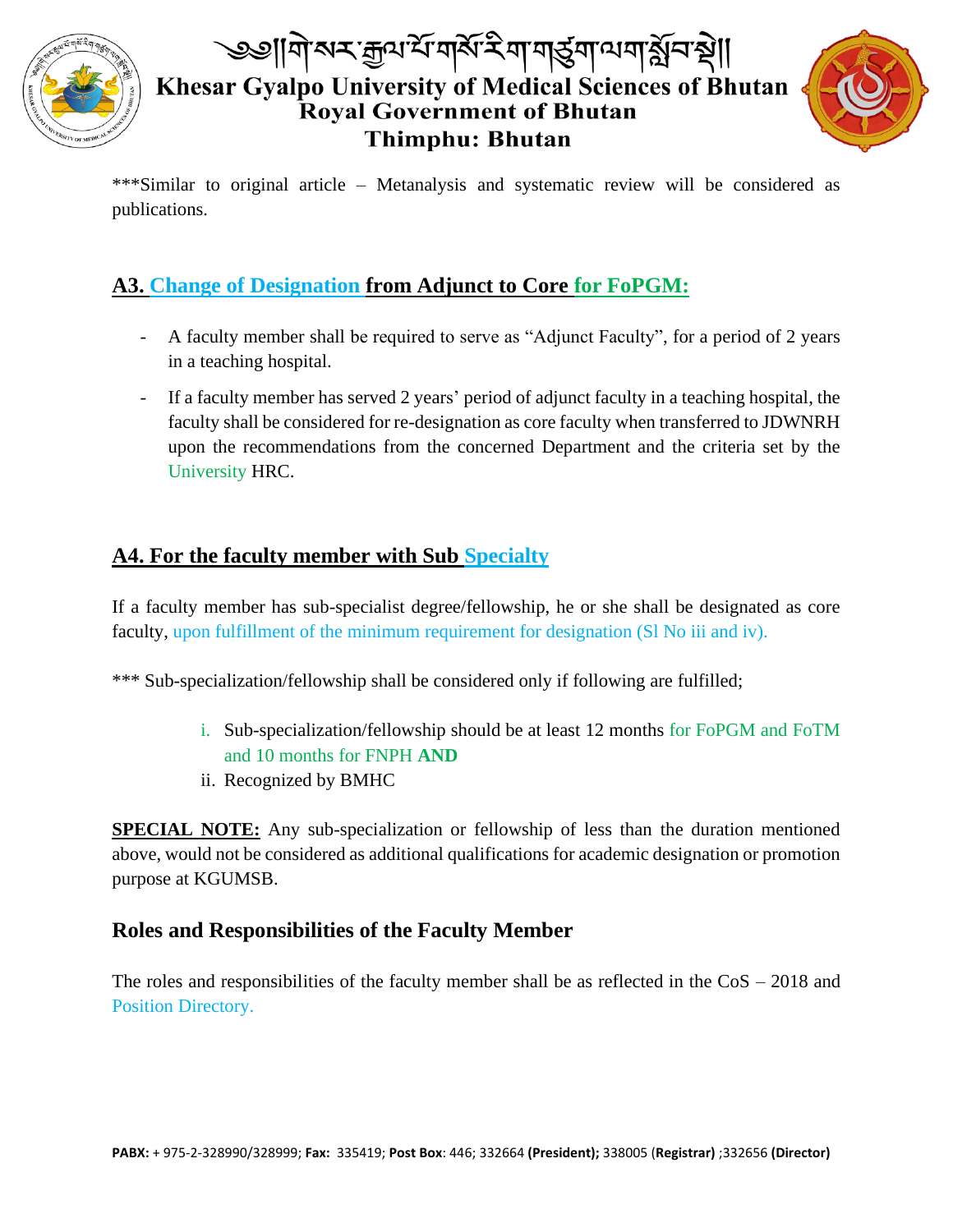***Similar to original article – Metanalysis and systematic review will be considered as publications.

## A3. Change of Designation from Adjunct to Core for FoPGM:

- A faculty member shall be required to serve as "Adjunct Faculty", for a period of 2 years in a teaching hospital.
- If a faculty member has served 2 years' period of adjunct faculty in a teaching hospital, the faculty shall be considered for re-designation as core faculty when transferred to JDWNRH upon the recommendations from the concerned Department and the criteria set by the University HRC.

## A4. For the faculty member with Sub Specialty

If a faculty member has sub-specialist degree/fellowship, he or she shall be designated as core faculty, upon fulfillment of the minimum requirement for designation (Sl No iii and iv).

*** Sub-specialization/fellowship shall be considered only if following are fulfilled;

i. Sub-specialization/fellowship should be at least 12 months for FoPGM and FoTM and 10 months for FNPH **AND**
ii. Recognized by BMHC

**SPECIAL NOTE:** Any sub-specialization or fellowship of less than the duration mentioned above, would not be considered as additional qualifications for academic designation or promotion purpose at KGUMSB.

## Roles and Responsibilities of the Faculty Member

The roles and responsibilities of the faculty member shall be as reflected in the CoS – 2018 and Position Directory.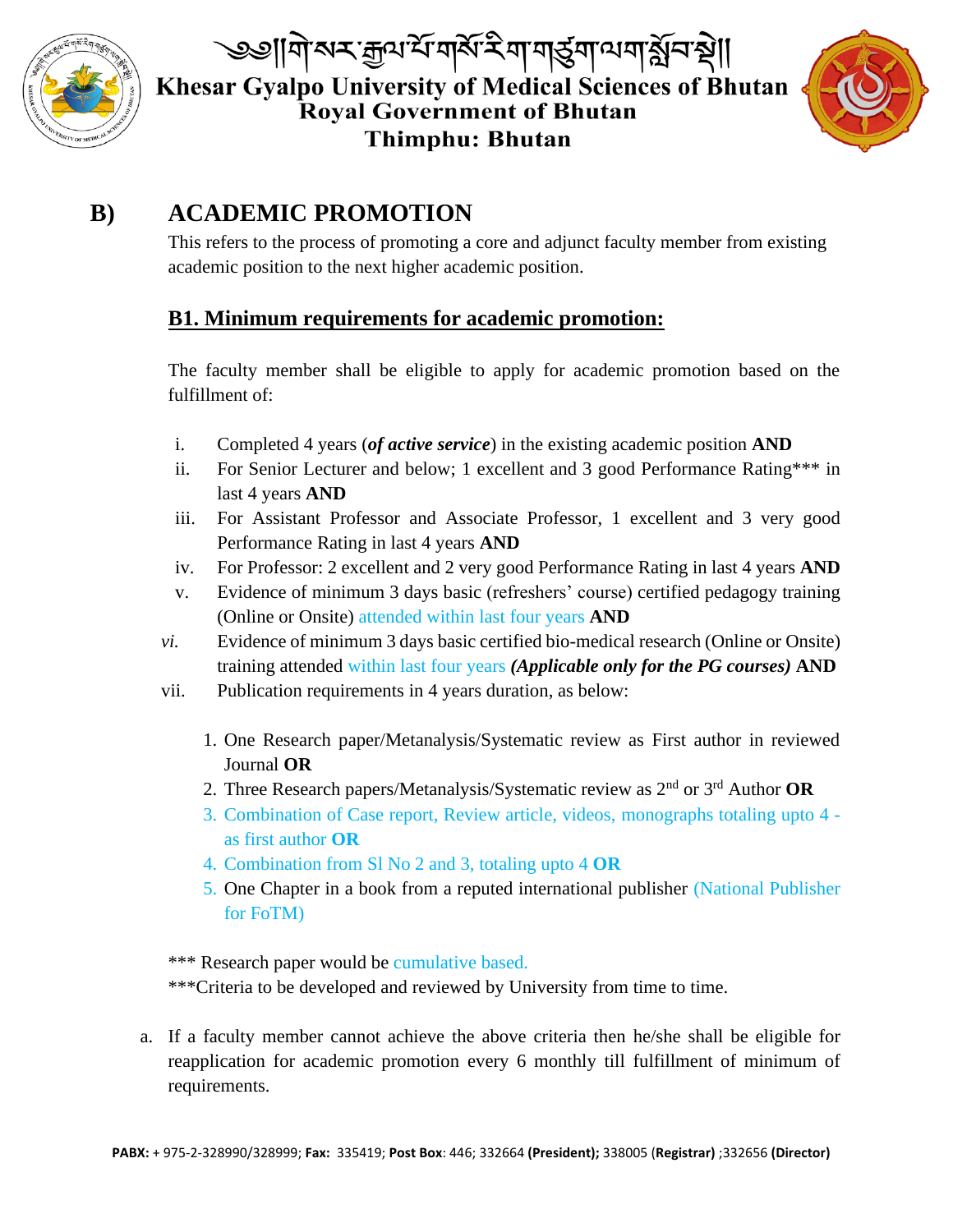## B) ACADEMIC PROMOTION

This refers to the process of promoting a core and adjunct faculty member from existing academic position to the next higher academic position.

### B1. Minimum requirements for academic promotion:

The faculty member shall be eligible to apply for academic promotion based on the fulfillment of:

i. Completed 4 years (***of active service***) in the existing academic position **AND**
ii. For Senior Lecturer and below; 1 excellent and 3 good Performance Rating*** in last 4 years **AND**
iii. For Assistant Professor and Associate Professor, 1 excellent and 3 very good Performance Rating in last 4 years **AND**
iv. For Professor: 2 excellent and 2 very good Performance Rating in last 4 years **AND**
v. Evidence of minimum 3 days basic (refreshers' course) certified pedagogy training (Online or Onsite) attended within last four years **AND**
*vi.* Evidence of minimum 3 days basic certified bio-medical research (Online or Onsite) training attended within last four years ***(Applicable only for the PG courses)*** **AND**
vii. Publication requirements in 4 years duration, as below:

1. One Research paper/Metanalysis/Systematic review as First author in reviewed Journal **OR**
2. Three Research papers/Metanalysis/Systematic review as 2nd or 3rd Author **OR**
3. Combination of Case report, Review article, videos, monographs totaling upto 4 - as first author **OR**
4. Combination from Sl No 2 and 3, totaling upto 4 **OR**
5. One Chapter in a book from a reputed international publisher (National Publisher for FoTM)

*** Research paper would be cumulative based.

***Criteria to be developed and reviewed by University from time to time.

a. If a faculty member cannot achieve the above criteria then he/she shall be eligible for reapplication for academic promotion every 6 monthly till fulfillment of minimum of requirements.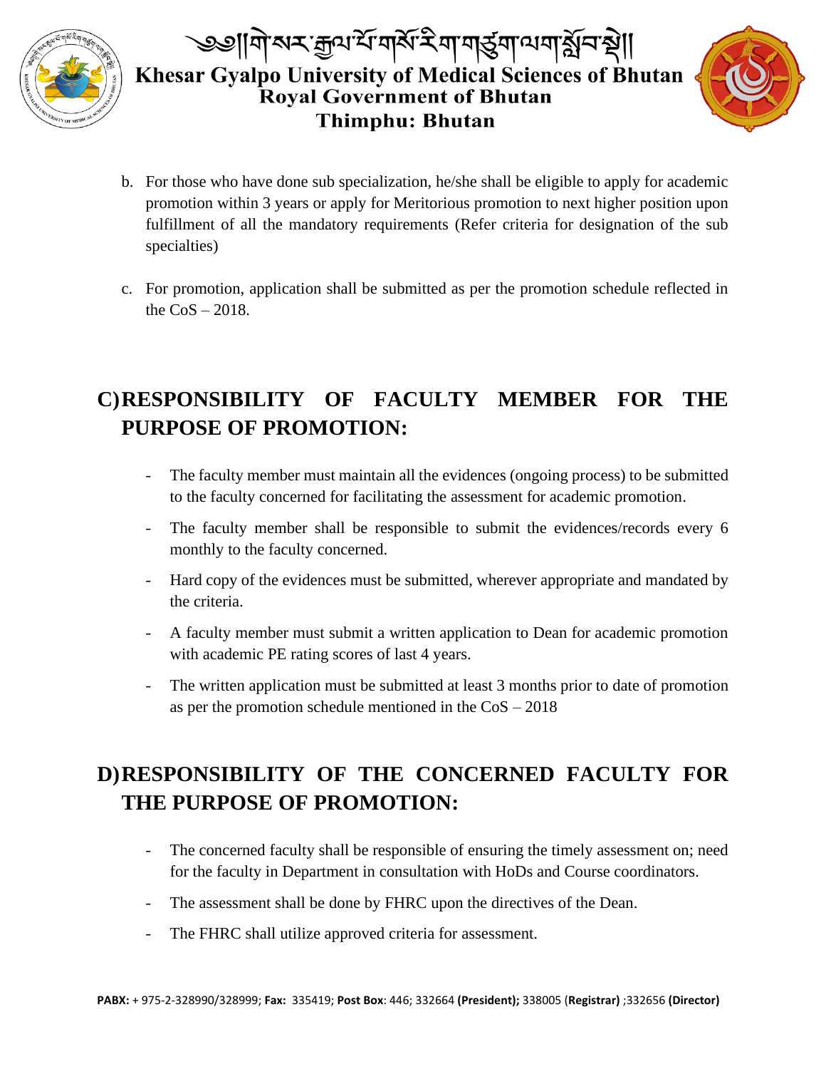b. For those who have done sub specialization, he/she shall be eligible to apply for academic promotion within 3 years or apply for Meritorious promotion to next higher position upon fulfillment of all the mandatory requirements (Refer criteria for designation of the sub specialties)

c. For promotion, application shall be submitted as per the promotion schedule reflected in the CoS – 2018.

## C) RESPONSIBILITY OF FACULTY MEMBER FOR THE PURPOSE OF PROMOTION:

- The faculty member must maintain all the evidences (ongoing process) to be submitted to the faculty concerned for facilitating the assessment for academic promotion.
- The faculty member shall be responsible to submit the evidences/records every 6 monthly to the faculty concerned.
- Hard copy of the evidences must be submitted, wherever appropriate and mandated by the criteria.
- A faculty member must submit a written application to Dean for academic promotion with academic PE rating scores of last 4 years.
- The written application must be submitted at least 3 months prior to date of promotion as per the promotion schedule mentioned in the CoS – 2018

## D) RESPONSIBILITY OF THE CONCERNED FACULTY FOR THE PURPOSE OF PROMOTION:

- The concerned faculty shall be responsible of ensuring the timely assessment on; need for the faculty in Department in consultation with HoDs and Course coordinators.
- The assessment shall be done by FHRC upon the directives of the Dean.
- The FHRC shall utilize approved criteria for assessment.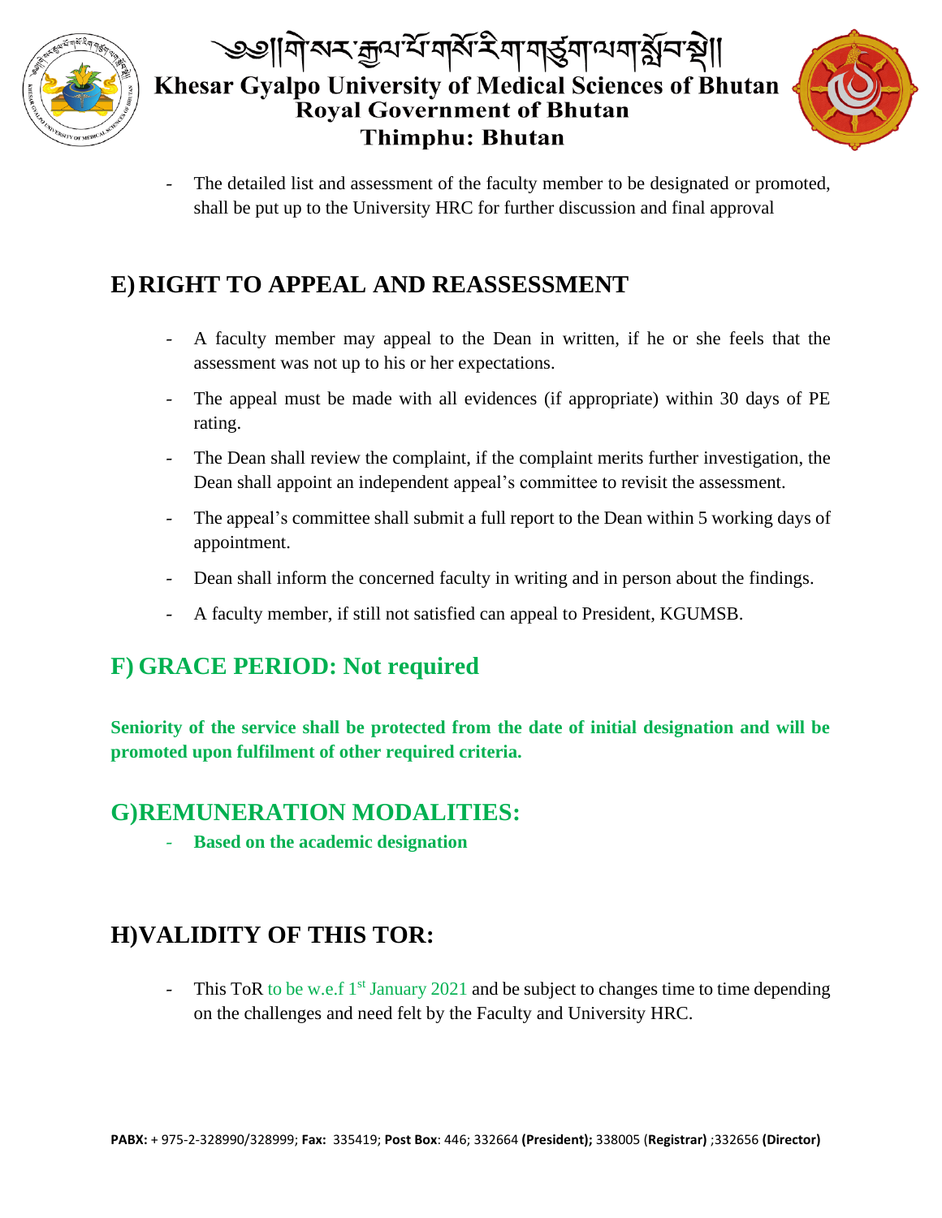- The detailed list and assessment of the faculty member to be designated or promoted, shall be put up to the University HRC for further discussion and final approval

## E) RIGHT TO APPEAL AND REASSESSMENT

- A faculty member may appeal to the Dean in written, if he or she feels that the assessment was not up to his or her expectations.
- The appeal must be made with all evidences (if appropriate) within 30 days of PE rating.
- The Dean shall review the complaint, if the complaint merits further investigation, the Dean shall appoint an independent appeal's committee to revisit the assessment.
- The appeal's committee shall submit a full report to the Dean within 5 working days of appointment.
- Dean shall inform the concerned faculty in writing and in person about the findings.
- A faculty member, if still not satisfied can appeal to President, KGUMSB.

## F) GRACE PERIOD: Not required

**Seniority of the service shall be protected from the date of initial designation and will be promoted upon fulfilment of other required criteria.**

## G) REMUNERATION MODALITIES:

- **Based on the academic designation**

## H) VALIDITY OF THIS TOR:

- This ToR to be w.e.f 1st January 2021 and be subject to changes time to time depending on the challenges and need felt by the Faculty and University HRC.